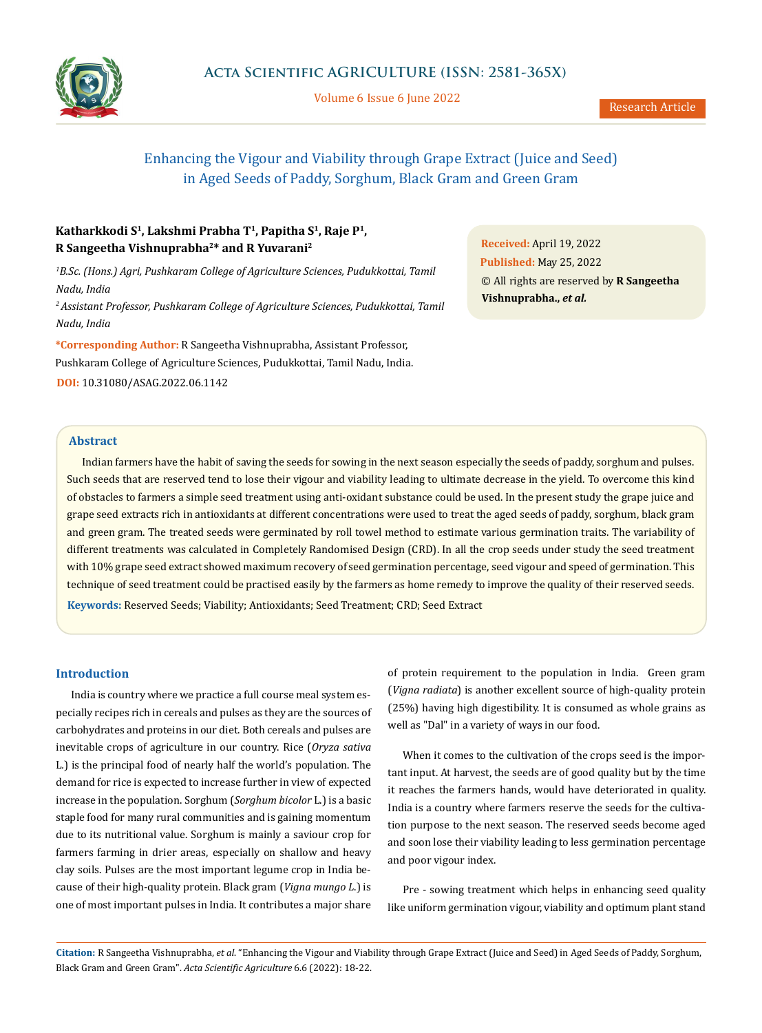# Enhancing the Vigour and Viability through Grape Extract (Juice and Seed) in Aged Seeds of Paddy, Sorghum, Black Gram and Green Gram

**Katharkkodi S[1], Lakshmi Prabha T[1], Papitha S[1], Raje P[1], R Sangeetha Vishnuprabha[2]* and R Yuvarani[2]**

*[1]B.Sc. (Hons.) Agri, Pushkaram College of Agriculture Sciences, Pudukkottai, Tamil Nadu, India*

*[2]Assistant Professor, Pushkaram College of Agriculture Sciences, Pudukkottai, Tamil Nadu, India*

**\*Corresponding Author:** R Sangeetha Vishnuprabha, Assistant Professor, Pushkaram College of Agriculture Sciences, Pudukkottai, Tamil Nadu, India.

**DOI:** 10.31080/ASAG.2022.06.1142

**Received:** April 19, 2022
**Published:** May 25, 2022
© All rights are reserved by **R Sangeetha Vishnuprabha., *et al.***

## Abstract

Indian farmers have the habit of saving the seeds for sowing in the next season especially the seeds of paddy, sorghum and pulses. Such seeds that are reserved tend to lose their vigour and viability leading to ultimate decrease in the yield. To overcome this kind of obstacles to farmers a simple seed treatment using anti-oxidant substance could be used. In the present study the grape juice and grape seed extracts rich in antioxidants at different concentrations were used to treat the aged seeds of paddy, sorghum, black gram and green gram. The treated seeds were germinated by roll towel method to estimate various germination traits. The variability of different treatments was calculated in Completely Randomised Design (CRD). In all the crop seeds under study the seed treatment with 10% grape seed extract showed maximum recovery of seed germination percentage, seed vigour and speed of germination. This technique of seed treatment could be practised easily by the farmers as home remedy to improve the quality of their reserved seeds.

**Keywords:** Reserved Seeds; Viability; Antioxidants; Seed Treatment; CRD; Seed Extract

## Introduction

India is country where we practice a full course meal system especially recipes rich in cereals and pulses as they are the sources of carbohydrates and proteins in our diet. Both cereals and pulses are inevitable crops of agriculture in our country. Rice (*Oryza sativa* L.) is the principal food of nearly half the world's population. The demand for rice is expected to increase further in view of expected increase in the population. Sorghum (*Sorghum bicolor* L.) is a basic staple food for many rural communities and is gaining momentum due to its nutritional value. Sorghum is mainly a saviour crop for farmers farming in drier areas, especially on shallow and heavy clay soils. Pulses are the most important legume crop in India because of their high-quality protein. Black gram (*Vigna mungo L.*) is one of most important pulses in India. It contributes a major share of protein requirement to the population in India. Green gram (*Vigna radiata*) is another excellent source of high-quality protein (25%) having high digestibility. It is consumed as whole grains as well as "Dal" in a variety of ways in our food.

When it comes to the cultivation of the crops seed is the important input. At harvest, the seeds are of good quality but by the time it reaches the farmers hands, would have deteriorated in quality. India is a country where farmers reserve the seeds for the cultivation purpose to the next season. The reserved seeds become aged and soon lose their viability leading to less germination percentage and poor vigour index.

Pre - sowing treatment which helps in enhancing seed quality like uniform germination vigour, viability and optimum plant stand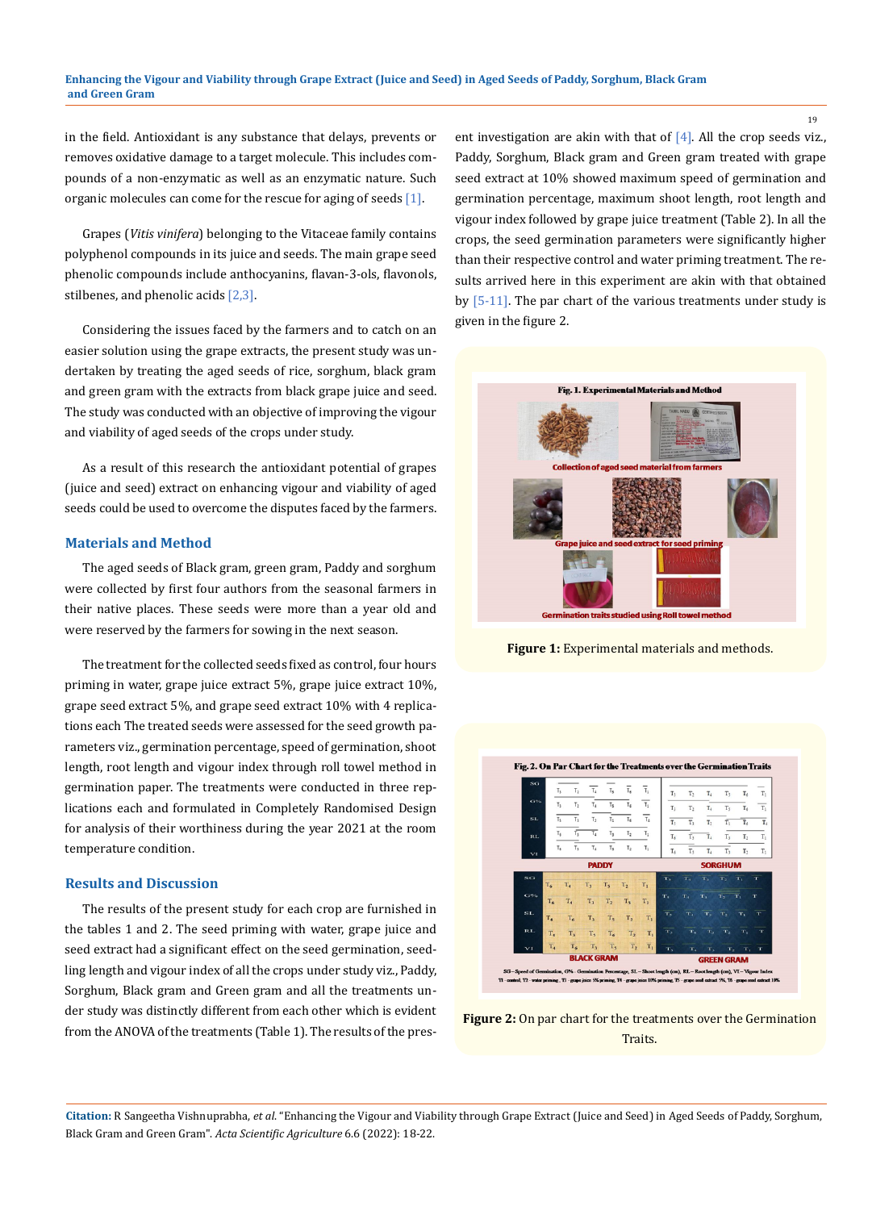in the field. Antioxidant is any substance that delays, prevents or removes oxidative damage to a target molecule. This includes compounds of a non-enzymatic as well as an enzymatic nature. Such organic molecules can come for the rescue for aging of seeds [1].

Grapes (*Vitis vinifera*) belonging to the Vitaceae family contains polyphenol compounds in its juice and seeds. The main grape seed phenolic compounds include anthocyanins, flavan-3-ols, flavonols, stilbenes, and phenolic acids [2,3].

Considering the issues faced by the farmers and to catch on an easier solution using the grape extracts, the present study was undertaken by treating the aged seeds of rice, sorghum, black gram and green gram with the extracts from black grape juice and seed. The study was conducted with an objective of improving the vigour and viability of aged seeds of the crops under study.

As a result of this research the antioxidant potential of grapes (juice and seed) extract on enhancing vigour and viability of aged seeds could be used to overcome the disputes faced by the farmers.

## Materials and Method

The aged seeds of Black gram, green gram, Paddy and sorghum were collected by first four authors from the seasonal farmers in their native places. These seeds were more than a year old and were reserved by the farmers for sowing in the next season.

The treatment for the collected seeds fixed as control, four hours priming in water, grape juice extract 5%, grape juice extract 10%, grape seed extract 5%, and grape seed extract 10% with 4 replications each The treated seeds were assessed for the seed growth parameters viz., germination percentage, speed of germination, shoot length, root length and vigour index through roll towel method in germination paper. The treatments were conducted in three replications each and formulated in Completely Randomised Design for analysis of their worthiness during the year 2021 at the room temperature condition.

## Results and Discussion

The results of the present study for each crop are furnished in the tables 1 and 2. The seed priming with water, grape juice and seed extract had a significant effect on the seed germination, seedling length and vigour index of all the crops under study viz., Paddy, Sorghum, Black gram and Green gram and all the treatments under study was distinctly different from each other which is evident from the ANOVA of the treatments (Table 1). The results of the present investigation are akin with that of [4]. All the crop seeds viz., Paddy, Sorghum, Black gram and Green gram treated with grape seed extract at 10% showed maximum speed of germination and germination percentage, maximum shoot length, root length and vigour index followed by grape juice treatment (Table 2). In all the crops, the seed germination parameters were significantly higher than their respective control and water priming treatment. The results arrived here in this experiment are akin with that obtained by [5-11]. The par chart of the various treatments under study is given in the figure 2.

**Figure 1:** Experimental materials and methods.

**Figure 2:** On par chart for the treatments over the Germination Traits.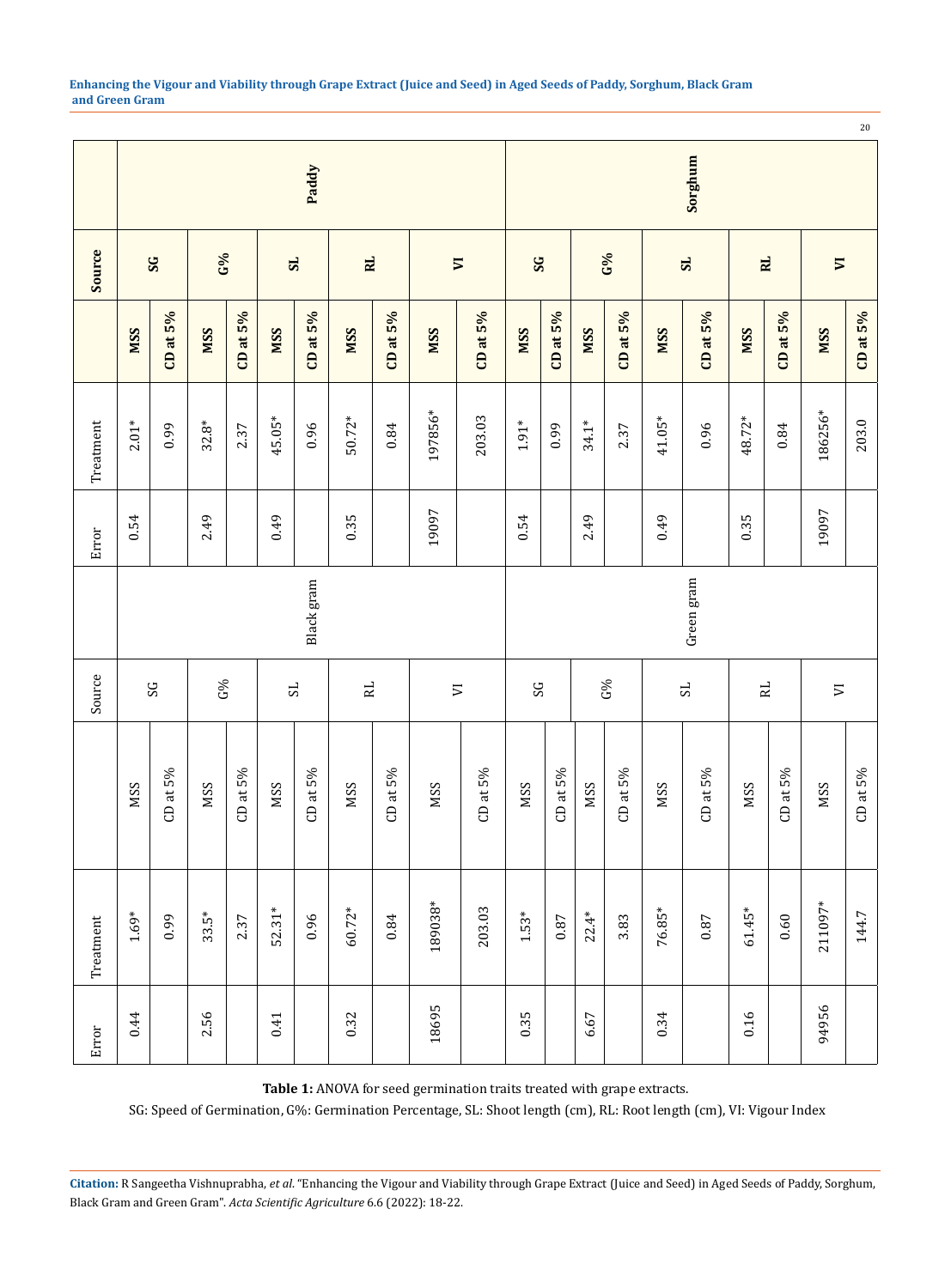| Source | Paddy | | | | | | | | | | Sorghum | | | | | | | | | |
|---|---|---|---|---|---|---|---|---|---|---|---|---|---|---|---|---|---|---|---|---|
| | SG | | G% | | SL | | RL | | VI | | SG | | G% | | SL | | RL | | VI | |
| | MSS | CD at 5% | MSS | CD at 5% | MSS | CD at 5% | MSS | CD at 5% | MSS | CD at 5% | MSS | CD at 5% | MSS | CD at 5% | MSS | CD at 5% | MSS | CD at 5% | MSS | CD at 5% |
| Treatment | 2.01* | 0.99 | 32.8* | 2.37 | 45.05* | 0.96 | 50.72* | 0.84 | 197856* | 203.03 | 1.91* | 0.99 | 34.1* | 2.37 | 41.05* | 0.96 | 48.72* | 0.84 | 186256* | 203.0 |
| Error | 0.54 | | 2.49 | | 0.49 | | 0.35 | | 19097 | | 0.54 | | 2.49 | | 0.49 | | 0.35 | | 19097 | |
| | Black gram | | | | | | | | | | Green gram | | | | | | | | | |
| Source | SG | | G% | | SL | | RL | | VI | | SG | | G% | | SL | | RL | | VI | |
| | MSS | CD at 5% | MSS | CD at 5% | MSS | CD at 5% | MSS | CD at 5% | MSS | CD at 5% | MSS | CD at 5% | MSS | CD at 5% | MSS | CD at 5% | MSS | CD at 5% | MSS | CD at 5% |
| Treatment | 1.69* | 0.99 | 33.5* | 2.37 | 52.31* | 0.96 | 60.72* | 0.84 | 189038* | 203.03 | 1.53* | 0.87 | 22.4* | 3.83 | 76.85* | 0.87 | 61.45* | 0.60 | 211097* | 144.7 |
| Error | 0.44 | | 2.56 | | 0.41 | | 0.32 | | 18695 | | 0.35 | | 6.67 | | 0.34 | | 0.16 | | 94956 | |

**Table 1:** ANOVA for seed germination traits treated with grape extracts.

SG: Speed of Germination, G%: Germination Percentage, SL: Shoot length (cm), RL: Root length (cm), VI: Vigour Index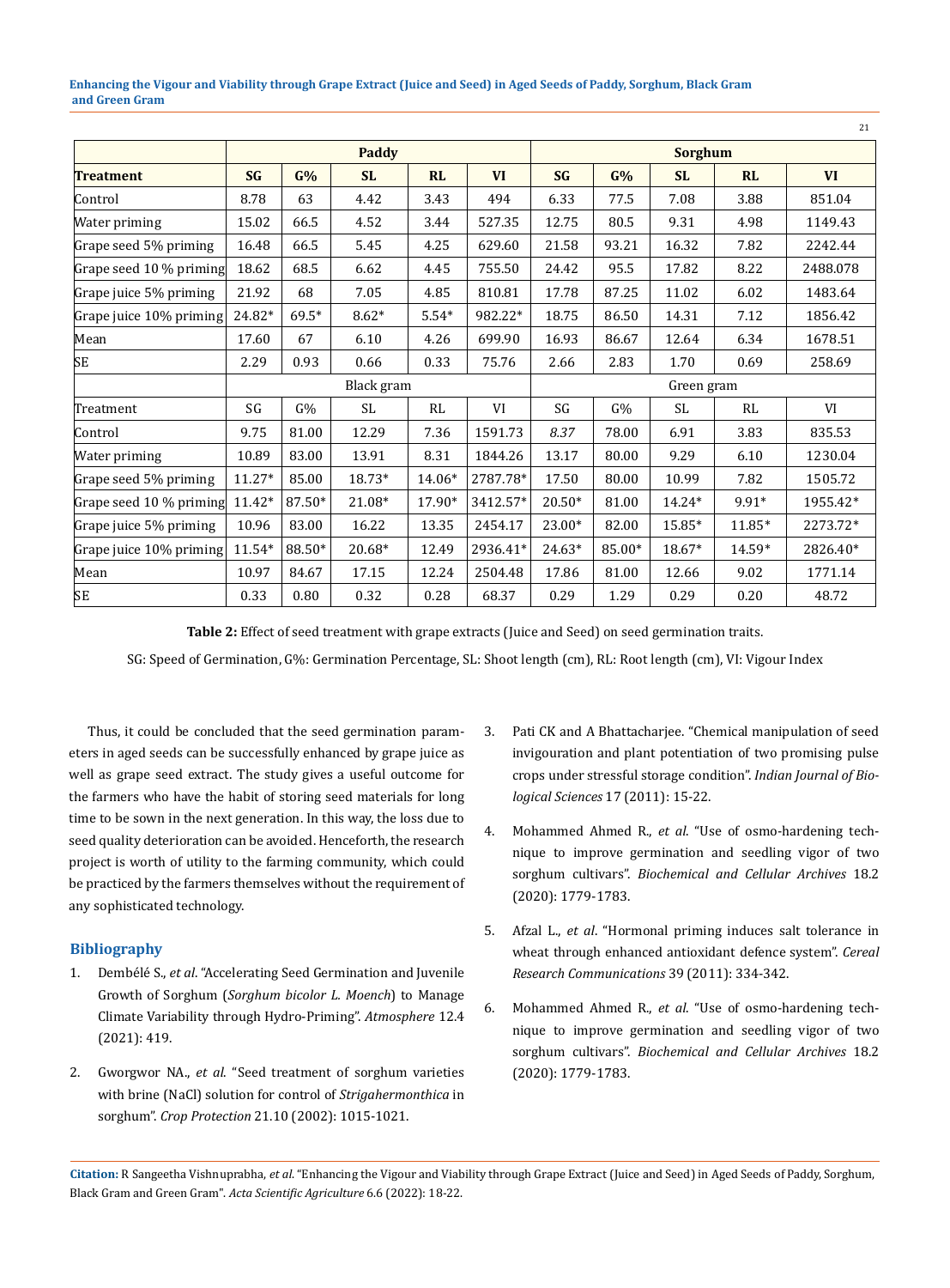| | Paddy | | | | | Sorghum | | | | |
|---|---|---|---|---|---|---|---|---|---|---|
| **Treatment** | **SG** | **G%** | **SL** | **RL** | **VI** | **SG** | **G%** | **SL** | **RL** | **VI** |
| Control | 8.78 | 63 | 4.42 | 3.43 | 494 | 6.33 | 77.5 | 7.08 | 3.88 | 851.04 |
| Water priming | 15.02 | 66.5 | 4.52 | 3.44 | 527.35 | 12.75 | 80.5 | 9.31 | 4.98 | 1149.43 |
| Grape seed 5% priming | 16.48 | 66.5 | 5.45 | 4.25 | 629.60 | 21.58 | 93.21 | 16.32 | 7.82 | 2242.44 |
| Grape seed 10 % priming | 18.62 | 68.5 | 6.62 | 4.45 | 755.50 | 24.42 | 95.5 | 17.82 | 8.22 | 2488.078 |
| Grape juice 5% priming | 21.92 | 68 | 7.05 | 4.85 | 810.81 | 17.78 | 87.25 | 11.02 | 6.02 | 1483.64 |
| Grape juice 10% priming | 24.82* | 69.5* | 8.62* | 5.54* | 982.22* | 18.75 | 86.50 | 14.31 | 7.12 | 1856.42 |
| Mean | 17.60 | 67 | 6.10 | 4.26 | 699.90 | 16.93 | 86.67 | 12.64 | 6.34 | 1678.51 |
| SE | 2.29 | 0.93 | 0.66 | 0.33 | 75.76 | 2.66 | 2.83 | 1.70 | 0.69 | 258.69 |
| | Black gram | | | | | Green gram | | | | |
| Treatment | SG | G% | SL | RL | VI | SG | G% | SL | RL | VI |
| Control | 9.75 | 81.00 | 12.29 | 7.36 | 1591.73 | *8.37* | 78.00 | 6.91 | 3.83 | 835.53 |
| Water priming | 10.89 | 83.00 | 13.91 | 8.31 | 1844.26 | 13.17 | 80.00 | 9.29 | 6.10 | 1230.04 |
| Grape seed 5% priming | 11.27* | 85.00 | 18.73* | 14.06* | 2787.78* | 17.50 | 80.00 | 10.99 | 7.82 | 1505.72 |
| Grape seed 10 % priming | 11.42* | 87.50* | 21.08* | 17.90* | 3412.57* | 20.50* | 81.00 | 14.24* | 9.91* | 1955.42* |
| Grape juice 5% priming | 10.96 | 83.00 | 16.22 | 13.35 | 2454.17 | 23.00* | 82.00 | 15.85* | 11.85* | 2273.72* |
| Grape juice 10% priming | 11.54* | 88.50* | 20.68* | 12.49 | 2936.41* | 24.63* | 85.00* | 18.67* | 14.59* | 2826.40* |
| Mean | 10.97 | 84.67 | 17.15 | 12.24 | 2504.48 | 17.86 | 81.00 | 12.66 | 9.02 | 1771.14 |
| SE | 0.33 | 0.80 | 0.32 | 0.28 | 68.37 | 0.29 | 1.29 | 0.29 | 0.20 | 48.72 |

**Table 2:** Effect of seed treatment with grape extracts (Juice and Seed) on seed germination traits.

SG: Speed of Germination, G%: Germination Percentage, SL: Shoot length (cm), RL: Root length (cm), VI: Vigour Index

Thus, it could be concluded that the seed germination parameters in aged seeds can be successfully enhanced by grape juice as well as grape seed extract. The study gives a useful outcome for the farmers who have the habit of storing seed materials for long time to be sown in the next generation. In this way, the loss due to seed quality deterioration can be avoided. Henceforth, the research project is worth of utility to the farming community, which could be practiced by the farmers themselves without the requirement of any sophisticated technology.

## Bibliography

1. Dembélé S., *et al*. "Accelerating Seed Germination and Juvenile Growth of Sorghum (*Sorghum bicolor L. Moench*) to Manage Climate Variability through Hydro-Priming". *Atmosphere* 12.4 (2021): 419.
2. Gworgwor NA., *et al*. "Seed treatment of sorghum varieties with brine (NaCl) solution for control of *Strigahermonthica* in sorghum". *Crop Protection* 21.10 (2002): 1015-1021.
3. Pati CK and A Bhattacharjee. "Chemical manipulation of seed invigouration and plant potentiation of two promising pulse crops under stressful storage condition". *Indian Journal of Biological Sciences* 17 (2011): 15-22.
4. Mohammed Ahmed R., *et al*. "Use of osmo-hardening technique to improve germination and seedling vigor of two sorghum cultivars". *Biochemical and Cellular Archives* 18.2 (2020): 1779-1783.
5. Afzal L., *et al*. "Hormonal priming induces salt tolerance in wheat through enhanced antioxidant defence system". *Cereal Research Communications* 39 (2011): 334-342.
6. Mohammed Ahmed R., *et al*. "Use of osmo-hardening technique to improve germination and seedling vigor of two sorghum cultivars". *Biochemical and Cellular Archives* 18.2 (2020): 1779-1783.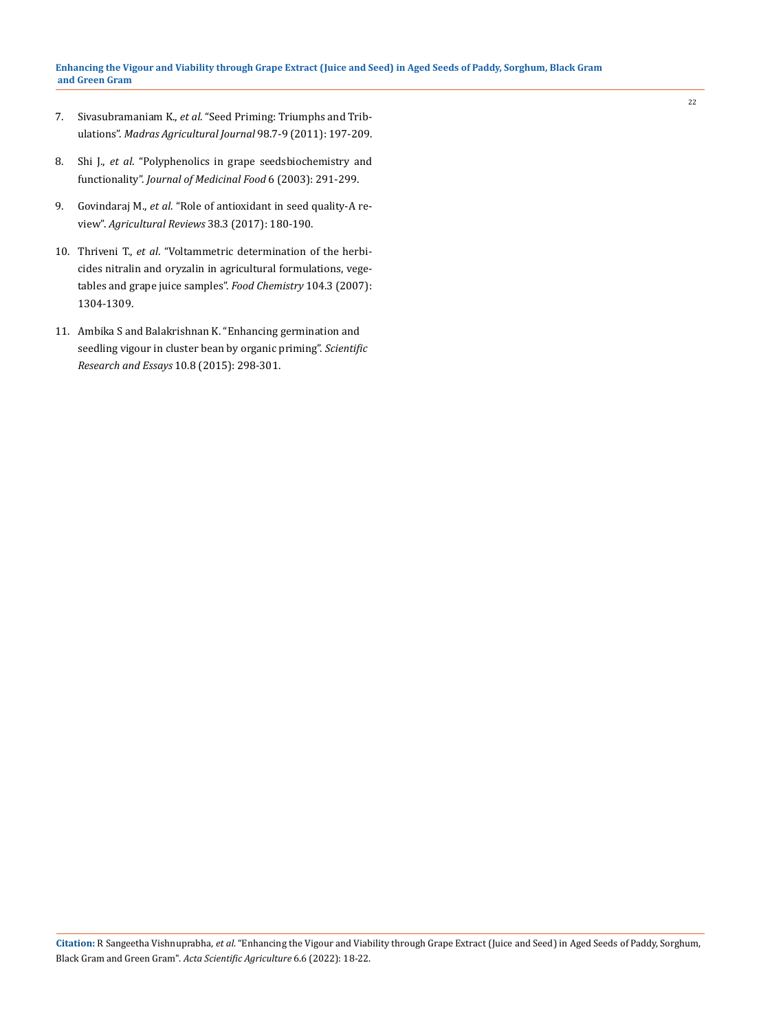7. Sivasubramaniam K., *et al*. "Seed Priming: Triumphs and Tribulations". *Madras Agricultural Journal* 98.7-9 (2011): 197-209.

8. Shi J., *et al*. "Polyphenolics in grape seedsbiochemistry and functionality". *Journal of Medicinal Food* 6 (2003): 291-299.

9. Govindaraj M., *et al*. "Role of antioxidant in seed quality-A review". *Agricultural Reviews* 38.3 (2017): 180-190.

10. Thriveni T., *et al*. "Voltammetric determination of the herbicides nitralin and oryzalin in agricultural formulations, vegetables and grape juice samples". *Food Chemistry* 104.3 (2007): 1304-1309.

11. Ambika S and Balakrishnan K. "Enhancing germination and seedling vigour in cluster bean by organic priming". *Scientific Research and Essays* 10.8 (2015): 298-301.